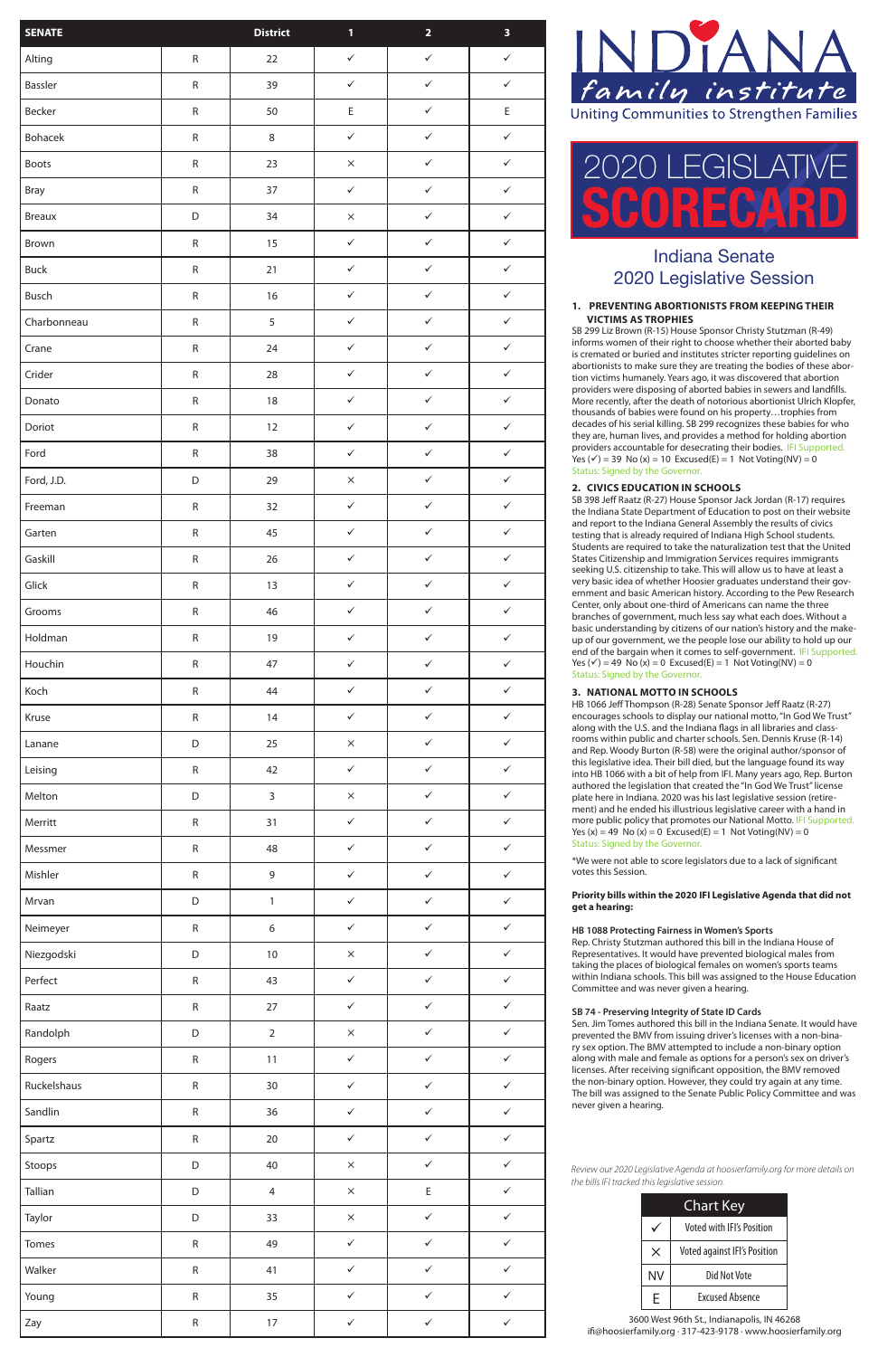| SENATE | | District | 1 | 2 | 3 |
|---|---|---|---|---|---|
| Alting | R | 22 | ✓ | ✓ | ✓ |
| Bassler | R | 39 | ✓ | ✓ | ✓ |
| Becker | R | 50 | E | ✓ | E |
| Bohacek | R | 8 | ✓ | ✓ | ✓ |
| Boots | R | 23 | × | ✓ | ✓ |
| Bray | R | 37 | ✓ | ✓ | ✓ |
| Breaux | D | 34 | × | ✓ | ✓ |
| Brown | R | 15 | ✓ | ✓ | ✓ |
| Buck | R | 21 | ✓ | ✓ | ✓ |
| Busch | R | 16 | ✓ | ✓ | ✓ |
| Charbonneau | R | 5 | ✓ | ✓ | ✓ |
| Crane | R | 24 | ✓ | ✓ | ✓ |
| Crider | R | 28 | ✓ | ✓ | ✓ |
| Donato | R | 18 | ✓ | ✓ | ✓ |
| Doriot | R | 12 | ✓ | ✓ | ✓ |
| Ford | R | 38 | ✓ | ✓ | ✓ |
| Ford, J.D. | D | 29 | × | ✓ | ✓ |
| Freeman | R | 32 | ✓ | ✓ | ✓ |
| Garten | R | 45 | ✓ | ✓ | ✓ |
| Gaskill | R | 26 | ✓ | ✓ | ✓ |
| Glick | R | 13 | ✓ | ✓ | ✓ |
| Grooms | R | 46 | ✓ | ✓ | ✓ |
| Holdman | R | 19 | ✓ | ✓ | ✓ |
| Houchin | R | 47 | ✓ | ✓ | ✓ |
| Koch | R | 44 | ✓ | ✓ | ✓ |
| Kruse | R | 14 | ✓ | ✓ | ✓ |
| Lanane | D | 25 | × | ✓ | ✓ |
| Leising | R | 42 | ✓ | ✓ | ✓ |
| Melton | D | 3 | × | ✓ | ✓ |
| Merritt | R | 31 | ✓ | ✓ | ✓ |
| Messmer | R | 48 | ✓ | ✓ | ✓ |
| Mishler | R | 9 | ✓ | ✓ | ✓ |
| Mrvan | D | 1 | ✓ | ✓ | ✓ |
| Neimeyer | R | 6 | ✓ | ✓ | ✓ |
| Niezgodski | D | 10 | × | ✓ | ✓ |
| Perfect | R | 43 | ✓ | ✓ | ✓ |
| Raatz | R | 27 | ✓ | ✓ | ✓ |
| Randolph | D | 2 | × | ✓ | ✓ |
| Rogers | R | 11 | ✓ | ✓ | ✓ |
| Ruckelshaus | R | 30 | ✓ | ✓ | ✓ |
| Sandlin | R | 36 | ✓ | ✓ | ✓ |
| Spartz | R | 20 | ✓ | ✓ | ✓ |
| Stoops | D | 40 | × | ✓ | ✓ |
| Tallian | D | 4 | × | E | ✓ |
| Taylor | D | 33 | × | ✓ | ✓ |
| Tomes | R | 49 | ✓ | ✓ | ✓ |
| Walker | R | 41 | ✓ | ✓ | ✓ |
| Young | R | 35 | ✓ | ✓ | ✓ |
| Zay | R | 17 | ✓ | ✓ | ✓ |

INDIANA family institute

Uniting Communities to Strengthen Families

# 2020 LEGISLATIVE SCORECARD

## Indiana Senate 2020 Legislative Session

### 1. PREVENTING ABORTIONISTS FROM KEEPING THEIR VICTIMS AS TROPHIES

SB 299 Liz Brown (R-15) House Sponsor Christy Stutzman (R-49) informs women of their right to choose whether their aborted baby is cremated or buried and institutes stricter reporting guidelines on abortionists to make sure they are treating the bodies of these abortion victims humanely. Years ago, it was discovered that abortion providers were disposing of aborted babies in sewers and landfills. More recently, after the death of notorious abortionist Ulrich Klopfer, thousands of babies were found on his property…trophies from decades of his serial killing. SB 299 recognizes these babies for who they are, human lives, and provides a method for holding abortion providers accountable for desecrating their bodies. IFI Supported.
Yes (✓) = 39 No (x) = 10 Excused(E) = 1 Not Voting(NV) = 0
Status: Signed by the Governor.

### 2. CIVICS EDUCATION IN SCHOOLS

SB 398 Jeff Raatz (R-27) House Sponsor Jack Jordan (R-17) requires the Indiana State Department of Education to post on their website and report to the Indiana General Assembly the results of civics testing that is already required of Indiana High School students. Students are required to take the naturalization test that the United States Citizenship and Immigration Services requires immigrants seeking U.S. citizenship to take. This will allow us to have at least a very basic idea of whether Hoosier graduates understand their government and basic American history. According to the Pew Research Center, only about one-third of Americans can name the three branches of government, much less say what each does. Without a basic understanding by citizens of our nation's history and the makeup of our government, we the people lose our ability to hold up our end of the bargain when it comes to self-government. IFI Supported.
Yes (✓) = 49 No (x) = 0 Excused(E) = 1 Not Voting(NV) = 0
Status: Signed by the Governor.

### 3. NATIONAL MOTTO IN SCHOOLS

HB 1066 Jeff Thompson (R-28) Senate Sponsor Jeff Raatz (R-27) encourages schools to display our national motto, "In God We Trust" along with the U.S. and the Indiana flags in all libraries and classrooms within public and charter schools. Sen. Dennis Kruse (R-14) and Rep. Woody Burton (R-58) were the original author/sponsor of this legislative idea. Their bill died, but the language found its way into HB 1066 with a bit of help from IFI. Many years ago, Rep. Burton authored the legislation that created the "In God We Trust" license plate here in Indiana. 2020 was his last legislative session (retirement) and he ended his illustrious legislative career with a hand in more public policy that promotes our National Motto. IFI Supported.
Yes (x) = 49 No (x) = 0 Excused(E) = 1 Not Voting(NV) = 0
Status: Signed by the Governor.

*We were not able to score legislators due to a lack of significant votes this Session.

**Priority bills within the 2020 IFI Legislative Agenda that did not get a hearing:**

**HB 1088 Protecting Fairness in Women's Sports**
Rep. Christy Stutzman authored this bill in the Indiana House of Representatives. It would have prevented biological males from taking the places of biological females on women's sports teams within Indiana schools. This bill was assigned to the House Education Committee and was never given a hearing.

**SB 74 - Preserving Integrity of State ID Cards**
Sen. Jim Tomes authored this bill in the Indiana Senate. It would have prevented the BMV from issuing driver's licenses with a non-binary sex option. The BMV attempted to include a non-binary option along with male and female as options for a person's sex on driver's licenses. After receiving significant opposition, the BMV removed the non-binary option. However, they could try again at any time. The bill was assigned to the Senate Public Policy Committee and was never given a hearing.

*Review our 2020 Legislative Agenda at hoosierfamily.org for more details on the bills IFI tracked this legislative session.*

| Chart Key | |
|---|---|
| ✓ | Voted with IFI's Position |
| × | Voted against IFI's Position |
| NV | Did Not Vote |
| E | Excused Absence |

3600 West 96th St., Indianapolis, IN 46268
ifi@hoosierfamily.org · 317-423-9178 · www.hoosierfamily.org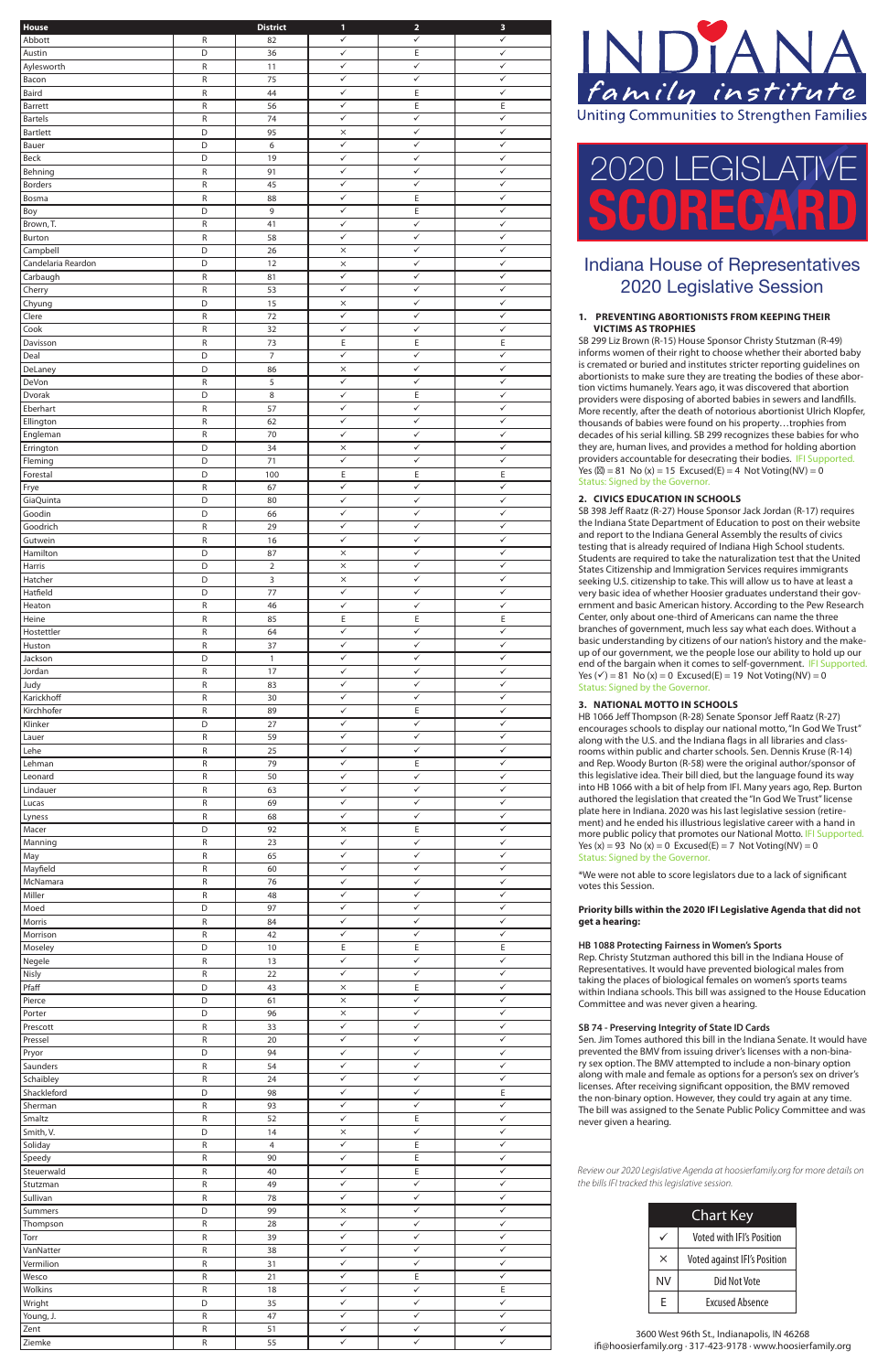| House | | District | 1 | 2 | 3 |
|---|---|---|---|---|---|
| Abbott | R | 82 | ✓ | ✓ | ✓ |
| Austin | D | 36 | ✓ | E | ✓ |
| Aylesworth | R | 11 | ✓ | ✓ | ✓ |
| Bacon | R | 75 | ✓ | ✓ | ✓ |
| Baird | R | 44 | ✓ | E | ✓ |
| Barrett | R | 56 | ✓ | E | E |
| Bartels | R | 74 | ✓ | ✓ | ✓ |
| Bartlett | D | 95 | × | ✓ | ✓ |
| Bauer | D | 6 | ✓ | ✓ | ✓ |
| Beck | D | 19 | ✓ | ✓ | ✓ |
| Behning | R | 91 | ✓ | ✓ | ✓ |
| Borders | R | 45 | ✓ | ✓ | ✓ |
| Bosma | R | 88 | ✓ | E | ✓ |
| Boy | D | 9 | ✓ | E | ✓ |
| Brown, T. | R | 41 | ✓ | ✓ | ✓ |
| Burton | R | 58 | ✓ | ✓ | ✓ |
| Campbell | D | 26 | × | ✓ | ✓ |
| Candelaria Reardon | D | 12 | × | ✓ | ✓ |
| Carbaugh | R | 81 | ✓ | ✓ | ✓ |
| Cherry | R | 53 | ✓ | ✓ | ✓ |
| Chyung | D | 15 | × | ✓ | ✓ |
| Clere | R | 72 | ✓ | ✓ | ✓ |
| Cook | R | 32 | ✓ | ✓ | ✓ |
| Davisson | R | 73 | E | E | E |
| Deal | D | 7 | ✓ | ✓ | ✓ |
| DeLaney | D | 86 | × | ✓ | ✓ |
| DeVon | R | 5 | ✓ | ✓ | ✓ |
| Dvorak | D | 8 | ✓ | E | ✓ |
| Eberhart | R | 57 | ✓ | ✓ | ✓ |
| Ellington | R | 62 | ✓ | ✓ | ✓ |
| Engleman | R | 70 | ✓ | ✓ | ✓ |
| Errington | D | 34 | × | ✓ | ✓ |
| Fleming | D | 71 | ✓ | ✓ | ✓ |
| Forestal | D | 100 | E | E | E |
| Frye | R | 67 | ✓ | ✓ | ✓ |
| GiaQuinta | D | 80 | ✓ | ✓ | ✓ |
| Goodin | D | 66 | ✓ | ✓ | ✓ |
| Goodrich | R | 29 | ✓ | ✓ | ✓ |
| Gutwein | R | 16 | ✓ | ✓ | ✓ |
| Hamilton | D | 87 | × | ✓ | ✓ |
| Harris | D | 2 | × | ✓ | ✓ |
| Hatcher | D | 3 | × | ✓ | ✓ |
| Hatfield | D | 77 | ✓ | ✓ | ✓ |
| Heaton | R | 46 | ✓ | ✓ | ✓ |
| Heine | R | 85 | E | E | E |
| Hostettler | R | 64 | ✓ | ✓ | ✓ |
| Huston | R | 37 | ✓ | ✓ | ✓ |
| Jackson | D | 1 | ✓ | ✓ | ✓ |
| Jordan | R | 17 | ✓ | ✓ | ✓ |
| Judy | R | 83 | ✓ | ✓ | ✓ |
| Karickhoff | R | 30 | ✓ | ✓ | ✓ |
| Kirchhofer | R | 89 | ✓ | E | ✓ |
| Klinker | D | 27 | ✓ | ✓ | ✓ |
| Lauer | R | 59 | ✓ | ✓ | ✓ |
| Lehe | R | 25 | ✓ | ✓ | ✓ |
| Lehman | R | 79 | ✓ | E | ✓ |
| Leonard | R | 50 | ✓ | ✓ | ✓ |
| Lindauer | R | 63 | ✓ | ✓ | ✓ |
| Lucas | R | 69 | ✓ | ✓ | ✓ |
| Lyness | R | 68 | ✓ | ✓ | ✓ |
| Macer | D | 92 | × | E | ✓ |
| Manning | R | 23 | ✓ | ✓ | ✓ |
| May | R | 65 | ✓ | ✓ | ✓ |
| Mayfield | R | 60 | ✓ | ✓ | ✓ |
| McNamara | R | 76 | ✓ | ✓ | ✓ |
| Miller | R | 48 | ✓ | ✓ | ✓ |
| Moed | D | 97 | ✓ | ✓ | ✓ |
| Morris | R | 84 | ✓ | ✓ | ✓ |
| Morrison | R | 42 | ✓ | ✓ | ✓ |
| Moseley | D | 10 | E | E | E |
| Negele | R | 13 | ✓ | ✓ | ✓ |
| Nisly | R | 22 | ✓ | ✓ | ✓ |
| Pfaff | D | 43 | × | E | ✓ |
| Pierce | D | 61 | × | ✓ | ✓ |
| Porter | D | 96 | × | ✓ | ✓ |
| Prescott | R | 33 | ✓ | ✓ | ✓ |
| Pressel | R | 20 | ✓ | ✓ | ✓ |
| Pryor | D | 94 | ✓ | ✓ | ✓ |
| Saunders | R | 54 | ✓ | ✓ | ✓ |
| Schaibley | R | 24 | ✓ | ✓ | ✓ |
| Shackleford | D | 98 | ✓ | ✓ | E |
| Sherman | R | 93 | ✓ | ✓ | ✓ |
| Smaltz | R | 52 | ✓ | E | ✓ |
| Smith, V. | D | 14 | × | ✓ | ✓ |
| Soliday | R | 4 | ✓ | E | ✓ |
| Speedy | R | 90 | ✓ | E | ✓ |
| Steuerwald | R | 40 | ✓ | E | ✓ |
| Stutzman | R | 49 | ✓ | ✓ | ✓ |
| Sullivan | R | 78 | ✓ | ✓ | ✓ |
| Summers | D | 99 | × | ✓ | ✓ |
| Thompson | R | 28 | ✓ | ✓ | ✓ |
| Torr | R | 39 | ✓ | ✓ | ✓ |
| VanNatter | R | 38 | ✓ | ✓ | ✓ |
| Vermilion | R | 31 | ✓ | ✓ | ✓ |
| Wesco | R | 21 | ✓ | E | ✓ |
| Wolkins | R | 18 | ✓ | ✓ | E |
| Wright | D | 35 | ✓ | ✓ | ✓ |
| Young, J. | R | 47 | ✓ | ✓ | ✓ |
| Zent | R | 51 | ✓ | ✓ | ✓ |
| Ziemke | R | 55 | ✓ | ✓ | ✓ |

INDIANA family institute

Uniting Communities to Strengthen Families

# 2020 LEGISLATIVE SCORECARD

## Indiana House of Representatives 2020 Legislative Session

### 1. PREVENTING ABORTIONISTS FROM KEEPING THEIR VICTIMS AS TROPHIES

SB 299 Liz Brown (R-15) House Sponsor Christy Stutzman (R-49) informs women of their right to choose whether their aborted baby is cremated or buried and institutes stricter reporting guidelines on abortionists to make sure they are treating the bodies of these abortion victims humanely. Years ago, it was discovered that abortion providers were disposing of aborted babies in sewers and landfills. More recently, after the death of notorious abortionist Ulrich Klopfer, thousands of babies were found on his property…trophies from decades of his serial killing. SB 299 recognizes these babies for who they are, human lives, and provides a method for holding abortion providers accountable for desecrating their bodies. IFI Supported.
Yes (☒) = 81 No (x) = 15 Excused(E) = 4 Not Voting(NV) = 0
Status: Signed by the Governor.

### 2. CIVICS EDUCATION IN SCHOOLS

SB 398 Jeff Raatz (R-27) House Sponsor Jack Jordan (R-17) requires the Indiana State Department of Education to post on their website and report to the Indiana General Assembly the results of civics testing that is already required of Indiana High School students. Students are required to take the naturalization test that the United States Citizenship and Immigration Services requires immigrants seeking U.S. citizenship to take. This will allow us to have at least a very basic idea of whether Hoosier graduates understand their government and basic American history. According to the Pew Research Center, only about one-third of Americans can name the three branches of government, much less say what each does. Without a basic understanding by citizens of our nation's history and the make-up of our government, we the people lose our ability to hold up our end of the bargain when it comes to self-government. IFI Supported.
Yes (✓) = 81 No (x) = 0 Excused(E) = 19 Not Voting(NV) = 0
Status: Signed by the Governor.

### 3. NATIONAL MOTTO IN SCHOOLS

HB 1066 Jeff Thompson (R-28) Senate Sponsor Jeff Raatz (R-27) encourages schools to display our national motto, "In God We Trust" along with the U.S. and the Indiana flags in all libraries and classrooms within public and charter schools. Sen. Dennis Kruse (R-14) and Rep. Woody Burton (R-58) were the original author/sponsor of this legislative idea. Their bill died, but the language found its way into HB 1066 with a bit of help from IFI. Many years ago, Rep. Burton authored the legislation that created the "In God We Trust" license plate here in Indiana. 2020 was his last legislative session (retirement) and he ended his illustrious legislative career with a hand in more public policy that promotes our National Motto. IFI Supported.
Yes (x) = 93 No (x) = 0 Excused(E) = 7 Not Voting(NV) = 0
Status: Signed by the Governor.

*We were not able to score legislators due to a lack of significant votes this Session.

**Priority bills within the 2020 IFI Legislative Agenda that did not get a hearing:**

#### HB 1088 Protecting Fairness in Women's Sports

Rep. Christy Stutzman authored this bill in the Indiana House of Representatives. It would have prevented biological males from taking the places of biological females on women's sports teams within Indiana schools. This bill was assigned to the House Education Committee and was never given a hearing.

#### SB 74 - Preserving Integrity of State ID Cards

Sen. Jim Tomes authored this bill in the Indiana Senate. It would have prevented the BMV from issuing driver's licenses with a non-binary sex option. The BMV attempted to include a non-binary option along with male and female as options for a person's sex on driver's licenses. After receiving significant opposition, the BMV removed the non-binary option. However, they could try again at any time. The bill was assigned to the Senate Public Policy Committee and was never given a hearing.

*Review our 2020 Legislative Agenda at hoosierfamily.org for more details on the bills IFI tracked this legislative session.*

| Chart Key | |
|---|---|
| ✓ | Voted with IFI's Position |
| × | Voted against IFI's Position |
| NV | Did Not Vote |
| E | Excused Absence |

3600 West 96th St., Indianapolis, IN 46268
ifi@hoosierfamily.org · 317-423-9178 · www.hoosierfamily.org